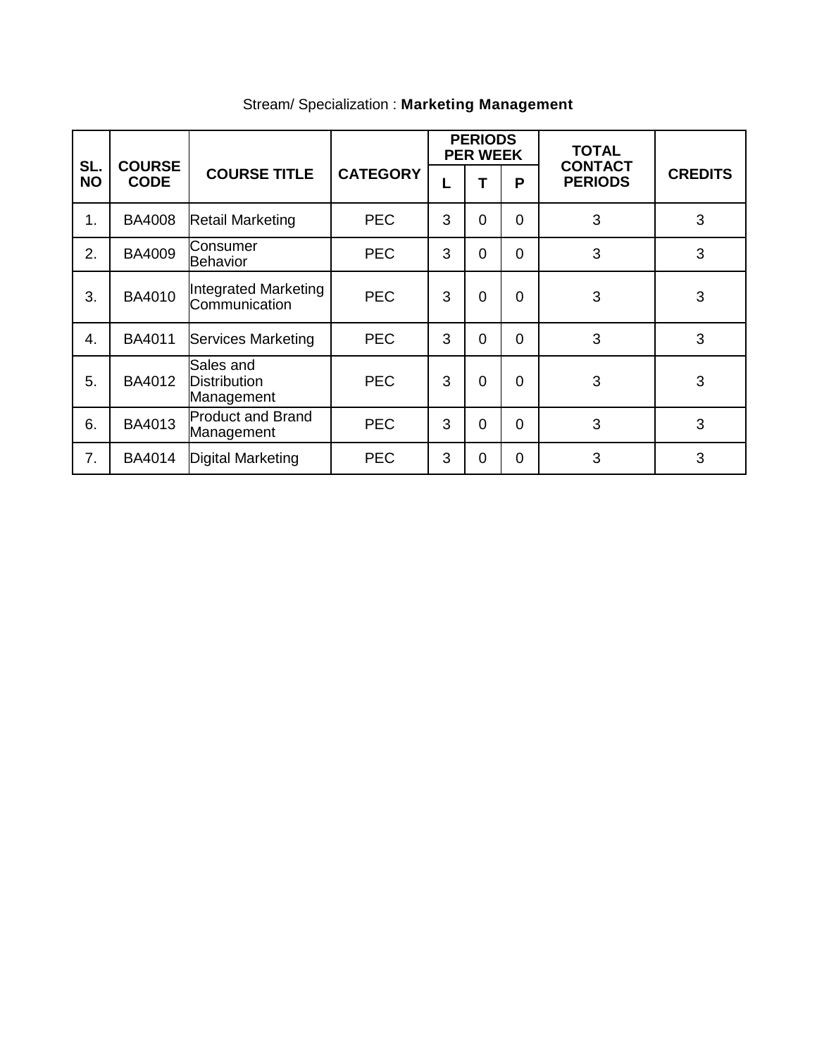Stream/ Specialization : **Marketing Management**

| SL. NO | COURSE CODE | COURSE TITLE | CATEGORY | PERIODS PER WEEK | | | TOTAL CONTACT PERIODS | CREDITS |
|---|---|---|---|---|---|---|---|---|
| | | | | L | T | P | | |
| 1. | BA4008 | Retail Marketing | PEC | 3 | 0 | 0 | 3 | 3 |
| 2. | BA4009 | Consumer Behavior | PEC | 3 | 0 | 0 | 3 | 3 |
| 3. | BA4010 | Integrated Marketing Communication | PEC | 3 | 0 | 0 | 3 | 3 |
| 4. | BA4011 | Services Marketing | PEC | 3 | 0 | 0 | 3 | 3 |
| 5. | BA4012 | Sales and Distribution Management | PEC | 3 | 0 | 0 | 3 | 3 |
| 6. | BA4013 | Product and Brand Management | PEC | 3 | 0 | 0 | 3 | 3 |
| 7. | BA4014 | Digital Marketing | PEC | 3 | 0 | 0 | 3 | 3 |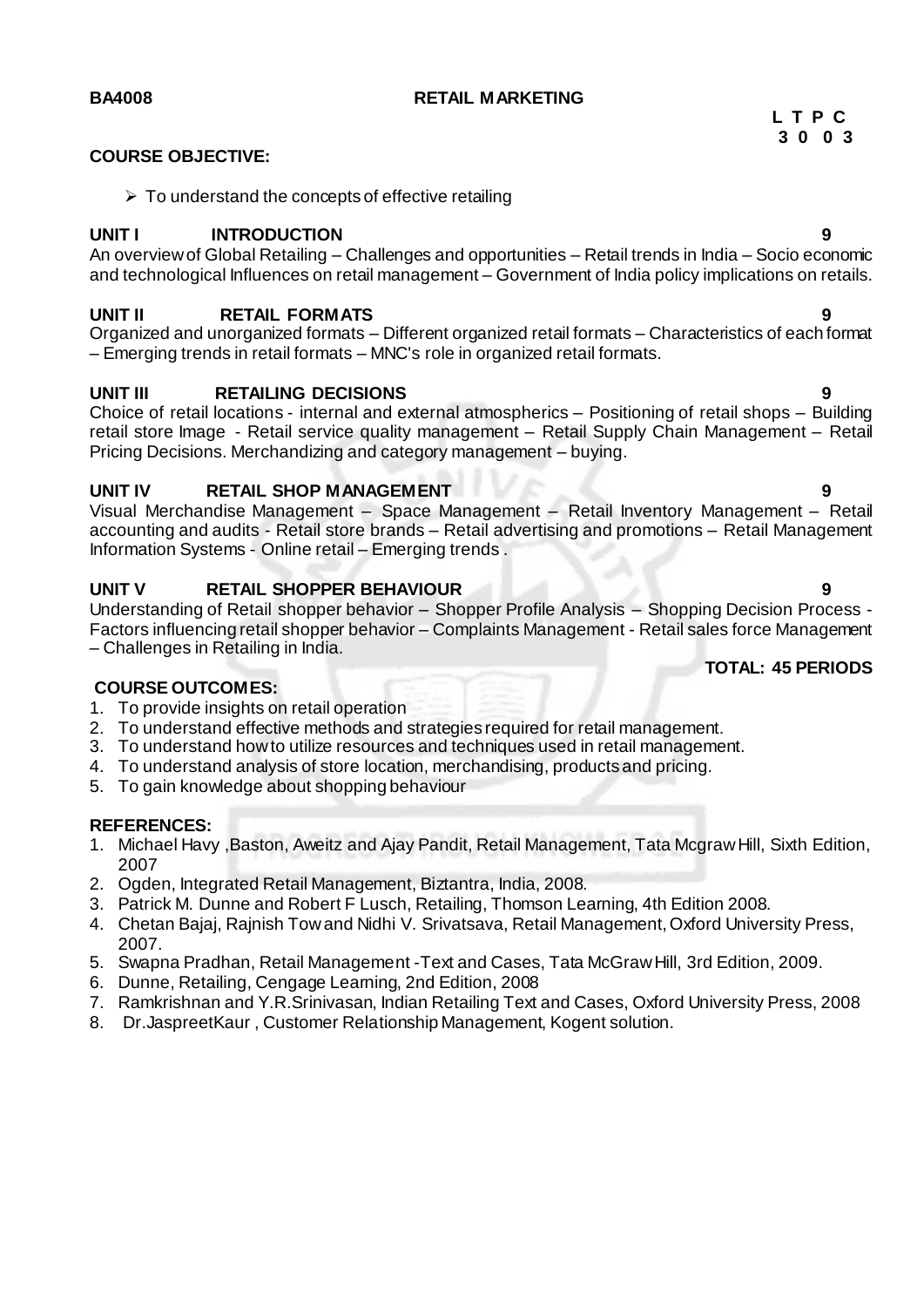**BA4008** **RETAIL MARKETING**

**L T P C**
**3 0 0 3**

**COURSE OBJECTIVE:**

- To understand the concepts of effective retailing

**UNIT I INTRODUCTION 9**

An overview of Global Retailing – Challenges and opportunities – Retail trends in India – Socio economic and technological Influences on retail management – Government of India policy implications on retails.

**UNIT II RETAIL FORMATS 9**

Organized and unorganized formats – Different organized retail formats – Characteristics of each format – Emerging trends in retail formats – MNC's role in organized retail formats.

**UNIT III RETAILING DECISIONS 9**

Choice of retail locations - internal and external atmospherics – Positioning of retail shops – Building retail store Image - Retail service quality management – Retail Supply Chain Management – Retail Pricing Decisions. Merchandizing and category management – buying.

**UNIT IV RETAIL SHOP MANAGEMENT 9**

Visual Merchandise Management – Space Management – Retail Inventory Management – Retail accounting and audits - Retail store brands – Retail advertising and promotions – Retail Management Information Systems - Online retail – Emerging trends .

**UNIT V RETAIL SHOPPER BEHAVIOUR 9**

Understanding of Retail shopper behavior – Shopper Profile Analysis – Shopping Decision Process - Factors influencing retail shopper behavior – Complaints Management - Retail sales force Management – Challenges in Retailing in India.

**TOTAL: 45 PERIODS**

**COURSE OUTCOMES:**

1. To provide insights on retail operation
2. To understand effective methods and strategies required for retail management.
3. To understand how to utilize resources and techniques used in retail management.
4. To understand analysis of store location, merchandising, products and pricing.
5. To gain knowledge about shopping behaviour

**REFERENCES:**

1. Michael Havy ,Baston, Aweitz and Ajay Pandit, Retail Management, Tata Mcgraw Hill, Sixth Edition, 2007
2. Ogden, Integrated Retail Management, Biztantra, India, 2008.
3. Patrick M. Dunne and Robert F Lusch, Retailing, Thomson Learning, 4th Edition 2008.
4. Chetan Bajaj, Rajnish Tow and Nidhi V. Srivatsava, Retail Management, Oxford University Press, 2007.
5. Swapna Pradhan, Retail Management -Text and Cases, Tata McGraw Hill, 3rd Edition, 2009.
6. Dunne, Retailing, Cengage Learning, 2nd Edition, 2008
7. Ramkrishnan and Y.R.Srinivasan, Indian Retailing Text and Cases, Oxford University Press, 2008
8. Dr.JaspreetKaur , Customer Relationship Management, Kogent solution.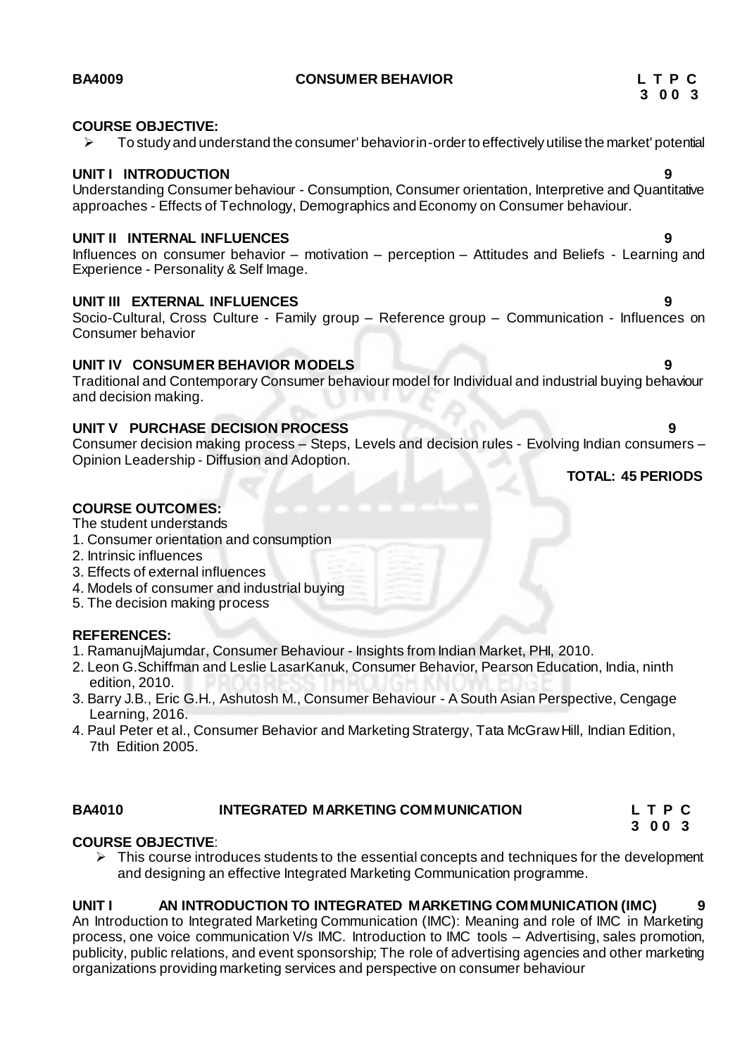**BA4009 CONSUMER BEHAVIOR**

| L | T | P | C |
|---|---|---|---|
| 3 | 0 | 0 | 3 |

**COURSE OBJECTIVE:**

- To study and understand the consumer' behaviorin-order to effectively utilise the market' potential

**UNIT I INTRODUCTION** **9**

Understanding Consumer behaviour - Consumption, Consumer orientation, Interpretive and Quantitative approaches - Effects of Technology, Demographics and Economy on Consumer behaviour.

**UNIT II INTERNAL INFLUENCES** **9**

Influences on consumer behavior – motivation – perception – Attitudes and Beliefs - Learning and Experience - Personality & Self Image.

**UNIT III EXTERNAL INFLUENCES** **9**

Socio-Cultural, Cross Culture - Family group – Reference group – Communication - Influences on Consumer behavior

**UNIT IV CONSUMER BEHAVIOR MODELS** **9**

Traditional and Contemporary Consumer behaviour model for Individual and industrial buying behaviour and decision making.

**UNIT V PURCHASE DECISION PROCESS** **9**

Consumer decision making process – Steps, Levels and decision rules - Evolving Indian consumers – Opinion Leadership - Diffusion and Adoption.

**TOTAL: 45 PERIODS**

**COURSE OUTCOMES:**

The student understands

1. Consumer orientation and consumption
2. Intrinsic influences
3. Effects of external influences
4. Models of consumer and industrial buying
5. The decision making process

**REFERENCES:**

1. RamanujMajumdar, Consumer Behaviour - Insights from Indian Market, PHI, 2010.
2. Leon G.Schiffman and Leslie LasarKanuk, Consumer Behavior, Pearson Education, India, ninth edition, 2010.
3. Barry J.B., Eric G.H., Ashutosh M., Consumer Behaviour - A South Asian Perspective, Cengage Learning, 2016.
4. Paul Peter et al., Consumer Behavior and Marketing Stratergy, Tata McGraw Hill, Indian Edition, 7th Edition 2005.

**BA4010 INTEGRATED MARKETING COMMUNICATION**

| L | T | P | C |
|---|---|---|---|
| 3 | 0 | 0 | 3 |

**COURSE OBJECTIVE**:

- This course introduces students to the essential concepts and techniques for the development and designing an effective Integrated Marketing Communication programme.

**UNIT I AN INTRODUCTION TO INTEGRATED MARKETING COMMUNICATION (IMC)** **9**

An Introduction to Integrated Marketing Communication (IMC): Meaning and role of IMC in Marketing process, one voice communication V/s IMC. Introduction to IMC tools – Advertising, sales promotion, publicity, public relations, and event sponsorship; The role of advertising agencies and other marketing organizations providing marketing services and perspective on consumer behaviour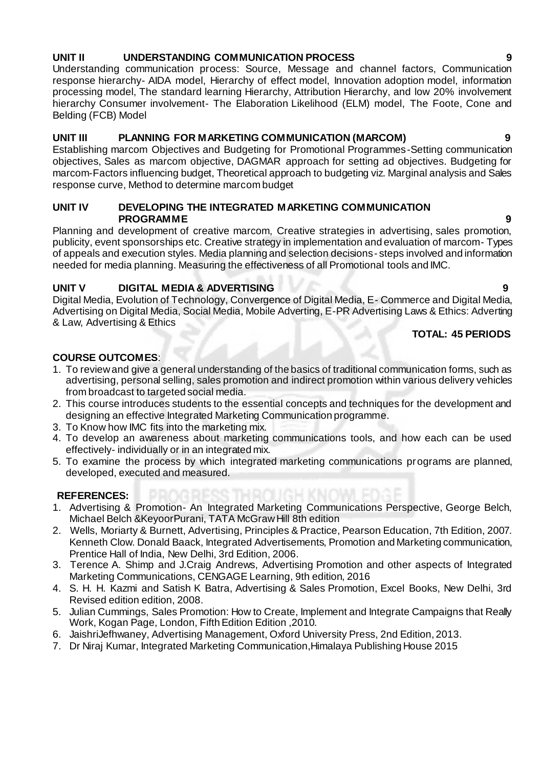**UNIT II UNDERSTANDING COMMUNICATION PROCESS 9**

Understanding communication process: Source, Message and channel factors, Communication response hierarchy- AIDA model, Hierarchy of effect model, Innovation adoption model, information processing model, The standard learning Hierarchy, Attribution Hierarchy, and low 20% involvement hierarchy Consumer involvement- The Elaboration Likelihood (ELM) model, The Foote, Cone and Belding (FCB) Model

**UNIT III PLANNING FOR MARKETING COMMUNICATION (MARCOM) 9**

Establishing marcom Objectives and Budgeting for Promotional Programmes-Setting communication objectives, Sales as marcom objective, DAGMAR approach for setting ad objectives. Budgeting for marcom-Factors influencing budget, Theoretical approach to budgeting viz. Marginal analysis and Sales response curve, Method to determine marcom budget

**UNIT IV DEVELOPING THE INTEGRATED MARKETING COMMUNICATION PROGRAMME 9**

Planning and development of creative marcom, Creative strategies in advertising, sales promotion, publicity, event sponsorships etc. Creative strategy in implementation and evaluation of marcom- Types of appeals and execution styles. Media planning and selection decisions- steps involved and information needed for media planning. Measuring the effectiveness of all Promotional tools and IMC.

**UNIT V DIGITAL MEDIA & ADVERTISING 9**

Digital Media, Evolution of Technology, Convergence of Digital Media, E- Commerce and Digital Media, Advertising on Digital Media, Social Media, Mobile Adverting, E-PR Advertising Laws & Ethics: Adverting & Law, Advertising & Ethics

**TOTAL: 45 PERIODS**

**COURSE OUTCOMES**:

1. To review and give a general understanding of the basics of traditional communication forms, such as advertising, personal selling, sales promotion and indirect promotion within various delivery vehicles from broadcast to targeted social media.
2. This course introduces students to the essential concepts and techniques for the development and designing an effective Integrated Marketing Communication programme.
3. To Know how IMC fits into the marketing mix.
4. To develop an awareness about marketing communications tools, and how each can be used effectively- individually or in an integrated mix.
5. To examine the process by which integrated marketing communications programs are planned, developed, executed and measured.

**REFERENCES:**

1. Advertising & Promotion- An Integrated Marketing Communications Perspective, George Belch, Michael Belch &KeyoorPurani, TATA McGraw Hill 8th edition
2. Wells, Moriarty & Burnett, Advertising, Principles & Practice, Pearson Education, 7th Edition, 2007. Kenneth Clow. Donald Baack, Integrated Advertisements, Promotion and Marketing communication, Prentice Hall of India, New Delhi, 3rd Edition, 2006.
3. Terence A. Shimp and J.Craig Andrews, Advertising Promotion and other aspects of Integrated Marketing Communications, CENGAGE Learning, 9th edition, 2016
4. S. H. H. Kazmi and Satish K Batra, Advertising & Sales Promotion, Excel Books, New Delhi, 3rd Revised edition edition, 2008.
5. Julian Cummings, Sales Promotion: How to Create, Implement and Integrate Campaigns that Really Work, Kogan Page, London, Fifth Edition Edition ,2010.
6. JaishriJefhwaney, Advertising Management, Oxford University Press, 2nd Edition, 2013.
7. Dr Niraj Kumar, Integrated Marketing Communication,Himalaya Publishing House 2015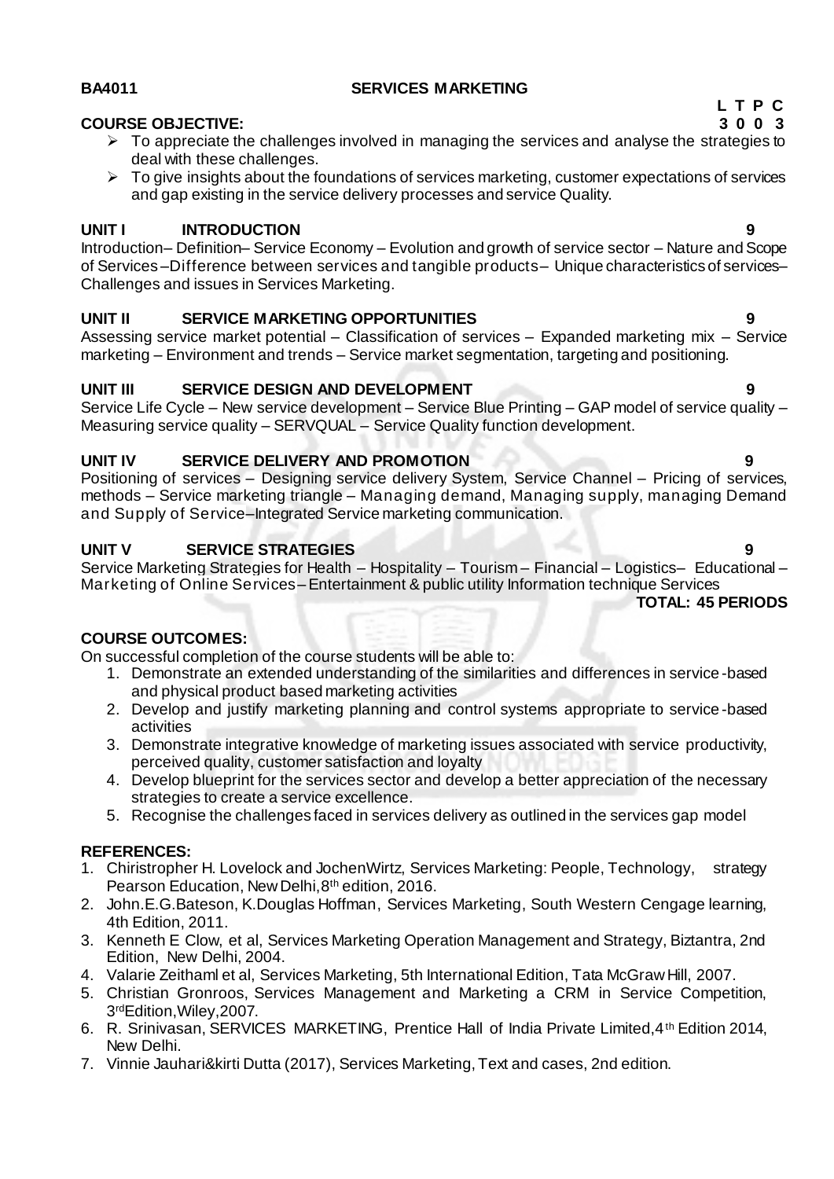**BA4011 SERVICES MARKETING**

**L T P C**
**3 0 0 3**

**COURSE OBJECTIVE:**

- To appreciate the challenges involved in managing the services and analyse the strategies to deal with these challenges.
- To give insights about the foundations of services marketing, customer expectations of services and gap existing in the service delivery processes and service Quality.

**UNIT I INTRODUCTION 9**

Introduction– Definition– Service Economy – Evolution and growth of service sector – Nature and Scope of Services –Difference between services and tangible products– Unique characteristics of services– Challenges and issues in Services Marketing.

**UNIT II SERVICE MARKETING OPPORTUNITIES 9**

Assessing service market potential – Classification of services – Expanded marketing mix – Service marketing – Environment and trends – Service market segmentation, targeting and positioning.

**UNIT III SERVICE DESIGN AND DEVELOPMENT 9**

Service Life Cycle – New service development – Service Blue Printing – GAP model of service quality – Measuring service quality – SERVQUAL – Service Quality function development.

**UNIT IV SERVICE DELIVERY AND PROMOTION 9**

Positioning of services – Designing service delivery System, Service Channel – Pricing of services, methods – Service marketing triangle – Managing demand, Managing supply, managing Demand and Supply of Service–Integrated Service marketing communication.

**UNIT V SERVICE STRATEGIES 9**

Service Marketing Strategies for Health – Hospitality – Tourism – Financial – Logistics– Educational – Marketing of Online Services – Entertainment & public utility Information technique Services

**TOTAL: 45 PERIODS**

**COURSE OUTCOMES:**

On successful completion of the course students will be able to:

1. Demonstrate an extended understanding of the similarities and differences in service-based and physical product based marketing activities
2. Develop and justify marketing planning and control systems appropriate to service-based activities
3. Demonstrate integrative knowledge of marketing issues associated with service productivity, perceived quality, customer satisfaction and loyalty
4. Develop blueprint for the services sector and develop a better appreciation of the necessary strategies to create a service excellence.
5. Recognise the challenges faced in services delivery as outlined in the services gap model

**REFERENCES:**

1. Chiristropher H. Lovelock and JochenWirtz, Services Marketing: People, Technology, strategy Pearson Education, New Delhi, 8th edition, 2016.
2. John.E.G.Bateson, K.Douglas Hoffman, Services Marketing, South Western Cengage learning, 4th Edition, 2011.
3. Kenneth E Clow, et al, Services Marketing Operation Management and Strategy, Biztantra, 2nd Edition, New Delhi, 2004.
4. Valarie Zeithaml et al, Services Marketing, 5th International Edition, Tata McGraw Hill, 2007.
5. Christian Gronroos, Services Management and Marketing a CRM in Service Competition, 3rdEdition,Wiley,2007.
6. R. Srinivasan, SERVICES MARKETING, Prentice Hall of India Private Limited, 4th Edition 2014, New Delhi.
7. Vinnie Jauhari&kirti Dutta (2017), Services Marketing, Text and cases, 2nd edition.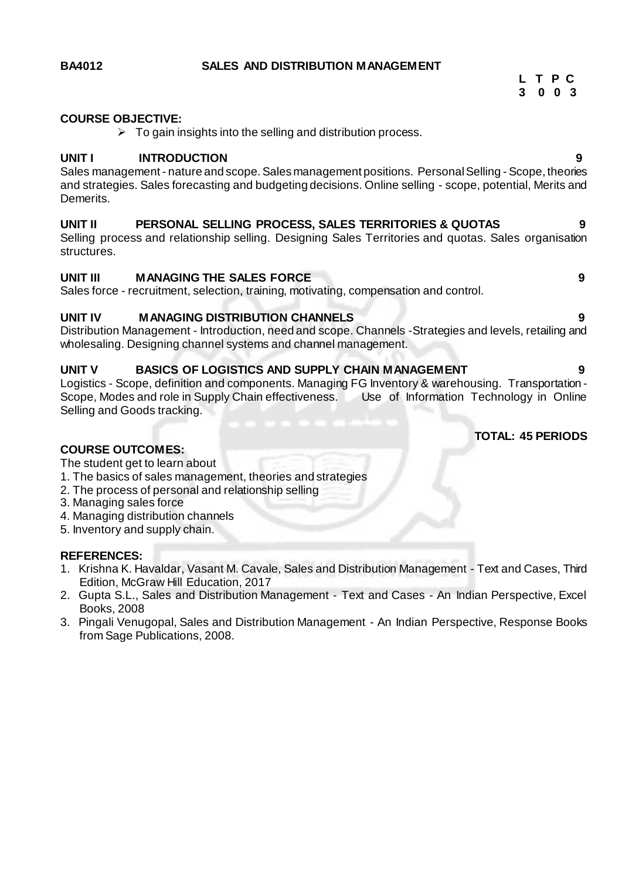**BA4012 SALES AND DISTRIBUTION MANAGEMENT**

| L | T | P | C |
|---|---|---|---|
| 3 | 0 | 0 | 3 |

**COURSE OBJECTIVE:**

- To gain insights into the selling and distribution process.

**UNIT I INTRODUCTION 9**

Sales management - nature and scope. Sales management positions. Personal Selling - Scope, theories and strategies. Sales forecasting and budgeting decisions. Online selling - scope, potential, Merits and Demerits.

**UNIT II PERSONAL SELLING PROCESS, SALES TERRITORIES & QUOTAS 9**

Selling process and relationship selling. Designing Sales Territories and quotas. Sales organisation structures.

**UNIT III MANAGING THE SALES FORCE 9**

Sales force - recruitment, selection, training, motivating, compensation and control.

**UNIT IV MANAGING DISTRIBUTION CHANNELS 9**

Distribution Management - Introduction, need and scope. Channels -Strategies and levels, retailing and wholesaling. Designing channel systems and channel management.

**UNIT V BASICS OF LOGISTICS AND SUPPLY CHAIN MANAGEMENT 9**

Logistics - Scope, definition and components. Managing FG Inventory & warehousing. Transportation - Scope, Modes and role in Supply Chain effectiveness. Use of Information Technology in Online Selling and Goods tracking.

**TOTAL: 45 PERIODS**

**COURSE OUTCOMES:**

The student get to learn about

1. The basics of sales management, theories and strategies
2. The process of personal and relationship selling
3. Managing sales force
4. Managing distribution channels
5. Inventory and supply chain.

**REFERENCES:**

1. Krishna K. Havaldar, Vasant M. Cavale, Sales and Distribution Management - Text and Cases, Third Edition, McGraw Hill Education, 2017
2. Gupta S.L., Sales and Distribution Management - Text and Cases - An Indian Perspective, Excel Books, 2008
3. Pingali Venugopal, Sales and Distribution Management - An Indian Perspective, Response Books from Sage Publications, 2008.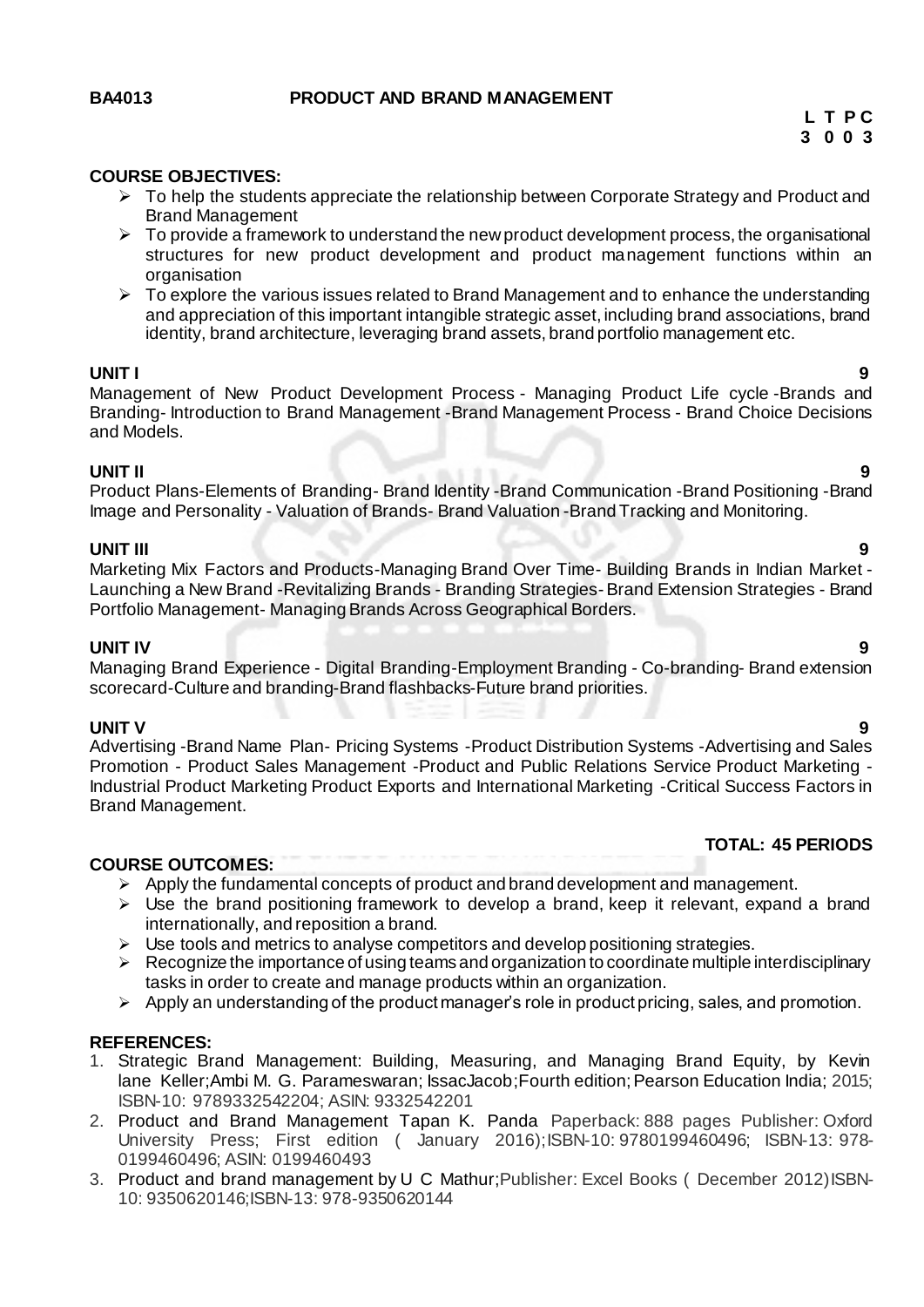**BA4013 PRODUCT AND BRAND MANAGEMENT**

**L T P C**
**3 0 0 3**

**COURSE OBJECTIVES:**

- To help the students appreciate the relationship between Corporate Strategy and Product and Brand Management
- To provide a framework to understand the new product development process, the organisational structures for new product development and product management functions within an organisation
- To explore the various issues related to Brand Management and to enhance the understanding and appreciation of this important intangible strategic asset, including brand associations, brand identity, brand architecture, leveraging brand assets, brand portfolio management etc.

**UNIT I 9**

Management of New Product Development Process - Managing Product Life cycle -Brands and Branding- Introduction to Brand Management -Brand Management Process - Brand Choice Decisions and Models.

**UNIT II 9**

Product Plans-Elements of Branding- Brand Identity -Brand Communication -Brand Positioning -Brand Image and Personality - Valuation of Brands- Brand Valuation -Brand Tracking and Monitoring.

**UNIT III 9**

Marketing Mix Factors and Products-Managing Brand Over Time- Building Brands in Indian Market - Launching a New Brand -Revitalizing Brands - Branding Strategies- Brand Extension Strategies - Brand Portfolio Management- Managing Brands Across Geographical Borders.

**UNIT IV 9**

Managing Brand Experience - Digital Branding-Employment Branding - Co-branding- Brand extension scorecard-Culture and branding-Brand flashbacks-Future brand priorities.

**UNIT V 9**

Advertising -Brand Name Plan- Pricing Systems -Product Distribution Systems -Advertising and Sales Promotion - Product Sales Management -Product and Public Relations Service Product Marketing - Industrial Product Marketing Product Exports and International Marketing -Critical Success Factors in Brand Management.

**TOTAL: 45 PERIODS**

**COURSE OUTCOMES:**

- Apply the fundamental concepts of product and brand development and management.
- Use the brand positioning framework to develop a brand, keep it relevant, expand a brand internationally, and reposition a brand.
- Use tools and metrics to analyse competitors and develop positioning strategies.
- Recognize the importance of using teams and organization to coordinate multiple interdisciplinary tasks in order to create and manage products within an organization.
- Apply an understanding of the product manager's role in product pricing, sales, and promotion.

**REFERENCES:**

1. Strategic Brand Management: Building, Measuring, and Managing Brand Equity, by Kevin lane Keller;Ambi M. G. Parameswaran; IssacJacob;Fourth edition; Pearson Education India; 2015; ISBN-10: 9789332542204; ASIN: 9332542201
2. Product and Brand Management Tapan K. Panda Paperback: 888 pages Publisher: Oxford University Press; First edition ( January 2016);ISBN-10: 9780199460496; ISBN-13: 978-0199460496; ASIN: 0199460493
3. Product and brand management by U C Mathur;Publisher: Excel Books ( December 2012)ISBN-10: 9350620146;ISBN-13: 978-9350620144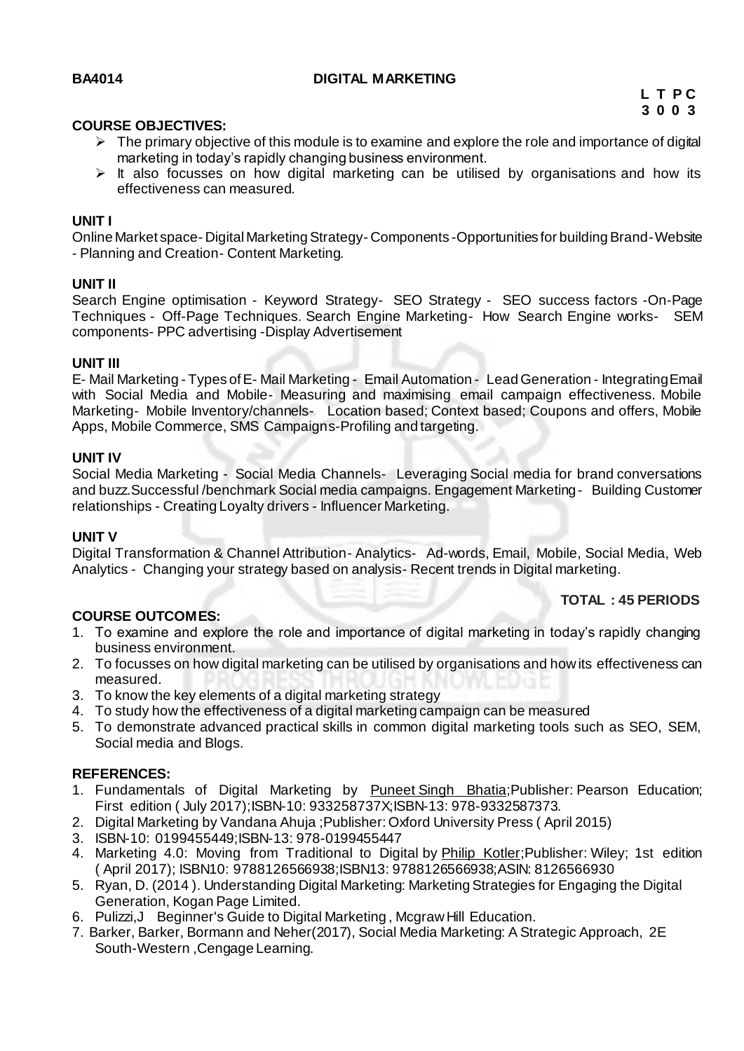**BA4014** **DIGITAL MARKETING**

**L T P C**
**3 0 0 3**

**COURSE OBJECTIVES:**

- The primary objective of this module is to examine and explore the role and importance of digital marketing in today's rapidly changing business environment.
- It also focusses on how digital marketing can be utilised by organisations and how its effectiveness can measured.

**UNIT I**

Online Market space- Digital Marketing Strategy- Components -Opportunities for building Brand- Website - Planning and Creation- Content Marketing.

**UNIT II**

Search Engine optimisation - Keyword Strategy- SEO Strategy - SEO success factors -On-Page Techniques - Off-Page Techniques. Search Engine Marketing- How Search Engine works- SEM components- PPC advertising -Display Advertisement

**UNIT III**

E- Mail Marketing - Types of E- Mail Marketing - Email Automation - Lead Generation - Integrating Email with Social Media and Mobile- Measuring and maximising email campaign effectiveness. Mobile Marketing- Mobile Inventory/channels- Location based; Context based; Coupons and offers, Mobile Apps, Mobile Commerce, SMS Campaigns-Profiling and targeting.

**UNIT IV**

Social Media Marketing - Social Media Channels- Leveraging Social media for brand conversations and buzz.Successful /benchmark Social media campaigns. Engagement Marketing - Building Customer relationships - Creating Loyalty drivers - Influencer Marketing.

**UNIT V**

Digital Transformation & Channel Attribution- Analytics- Ad-words, Email, Mobile, Social Media, Web Analytics - Changing your strategy based on analysis- Recent trends in Digital marketing.

**TOTAL : 45 PERIODS**

**COURSE OUTCOMES:**

1. To examine and explore the role and importance of digital marketing in today's rapidly changing business environment.
2. To focusses on how digital marketing can be utilised by organisations and how its effectiveness can measured.
3. To know the key elements of a digital marketing strategy
4. To study how the effectiveness of a digital marketing campaign can be measured
5. To demonstrate advanced practical skills in common digital marketing tools such as SEO, SEM, Social media and Blogs.

**REFERENCES:**

1. Fundamentals of Digital Marketing by Puneet Singh Bhatia;Publisher: Pearson Education; First edition ( July 2017);ISBN-10: 933258737X;ISBN-13: 978-9332587373.
2. Digital Marketing by Vandana Ahuja ;Publisher: Oxford University Press ( April 2015)
3. ISBN-10: 0199455449;ISBN-13: 978-0199455447
4. Marketing 4.0: Moving from Traditional to Digital by Philip Kotler;Publisher: Wiley; 1st edition ( April 2017); ISBN10: 9788126566938;ISBN13: 9788126566938;ASIN: 8126566930
5. Ryan, D. (2014 ). Understanding Digital Marketing: Marketing Strategies for Engaging the Digital Generation, Kogan Page Limited.
6. Pulizzi,J Beginner's Guide to Digital Marketing , Mcgraw Hill Education.
7. Barker, Barker, Bormann and Neher(2017), Social Media Marketing: A Strategic Approach, 2E South-Western ,Cengage Learning.